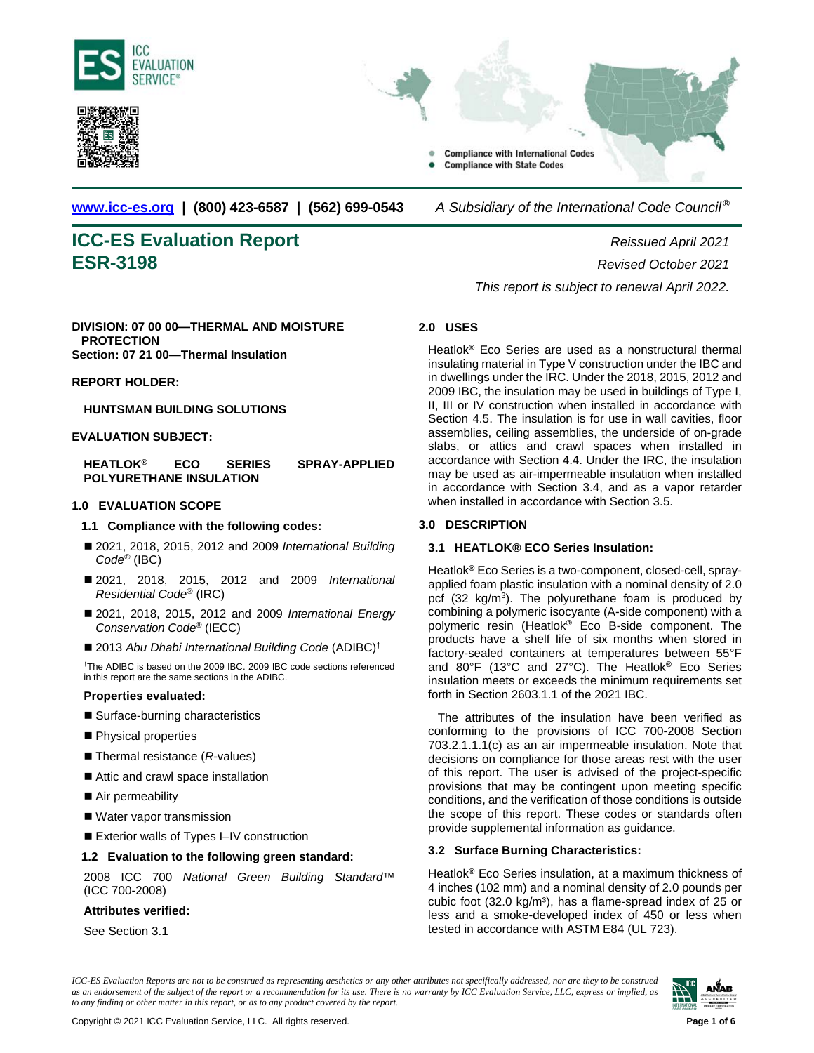www.icc-es.org | (800) 423-6587 | (562) 699-0543 *A Subsidiary of the International Code Council®*

# ICC-ES Evaluation Report ESR-3198

*Reissued April 2021*
*Revised October 2021*
*This report is subject to renewal April 2022.*

**DIVISION: 07 00 00—THERMAL AND MOISTURE PROTECTION**
**Section: 07 21 00—Thermal Insulation**

**REPORT HOLDER:**

**HUNTSMAN BUILDING SOLUTIONS**

**EVALUATION SUBJECT:**

**HEATLOK® ECO SERIES SPRAY-APPLIED POLYURETHANE INSULATION**

## 1.0 EVALUATION SCOPE

### 1.1 Compliance with the following codes:

- 2021, 2018, 2015, 2012 and 2009 *International Building Code®* (IBC)
- 2021, 2018, 2015, 2012 and 2009 *International Residential Code®* (IRC)
- 2021, 2018, 2015, 2012 and 2009 *International Energy Conservation Code®* (IECC)
- 2013 *Abu Dhabi International Building Code* (ADIBC)†

†The ADIBC is based on the 2009 IBC. 2009 IBC code sections referenced in this report are the same sections in the ADIBC.

**Properties evaluated:**

- Surface-burning characteristics
- Physical properties
- Thermal resistance (*R*-values)
- Attic and crawl space installation
- Air permeability
- Water vapor transmission
- Exterior walls of Types I–IV construction

### 1.2 Evaluation to the following green standard:

2008 ICC 700 *National Green Building Standard™* (ICC 700-2008)

**Attributes verified:**

See Section 3.1

## 2.0 USES

Heatlok® Eco Series are used as a nonstructural thermal insulating material in Type V construction under the IBC and in dwellings under the IRC. Under the 2018, 2015, 2012 and 2009 IBC, the insulation may be used in buildings of Type I, II, III or IV construction when installed in accordance with Section 4.5. The insulation is for use in wall cavities, floor assemblies, ceiling assemblies, the underside of on-grade slabs, or attics and crawl spaces when installed in accordance with Section 4.4. Under the IRC, the insulation may be used as air-impermeable insulation when installed in accordance with Section 3.4, and as a vapor retarder when installed in accordance with Section 3.5.

## 3.0 DESCRIPTION

### 3.1 HEATLOK® ECO Series Insulation:

Heatlok® Eco Series is a two-component, closed-cell, spray-applied foam plastic insulation with a nominal density of 2.0 pcf (32 kg/m$^3$). The polyurethane foam is produced by combining a polymeric isocyate (A-side component) with a polymeric resin (Heatlok® Eco B-side component. The products have a shelf life of six months when stored in factory-sealed containers at temperatures between 55°F and 80°F (13°C and 27°C). The Heatlok® Eco Series insulation meets or exceeds the minimum requirements set forth in Section 2603.1.1 of the 2021 IBC.

The attributes of the insulation have been verified as conforming to the provisions of ICC 700-2008 Section 703.2.1.1.1(c) as an air impermeable insulation. Note that decisions on compliance for those areas rest with the user of this report. The user is advised of the project-specific provisions that may be contingent upon meeting specific conditions, and the verification of those conditions is outside the scope of this report. These codes or standards often provide supplemental information as guidance.

### 3.2 Surface Burning Characteristics:

Heatlok® Eco Series insulation, at a maximum thickness of 4 inches (102 mm) and a nominal density of 2.0 pounds per cubic foot (32.0 kg/m³), has a flame-spread index of 25 or less and a smoke-developed index of 450 or less when tested in accordance with ASTM E84 (UL 723).

*ICC-ES Evaluation Reports are not to be construed as representing aesthetics or any other attributes not specifically addressed, nor are they to be construed as an endorsement of the subject of the report or a recommendation for its use. There is no warranty by ICC Evaluation Service, LLC, express or implied, as to any finding or other matter in this report, or as to any product covered by the report.*

Copyright © 2021 ICC Evaluation Service, LLC. All rights reserved.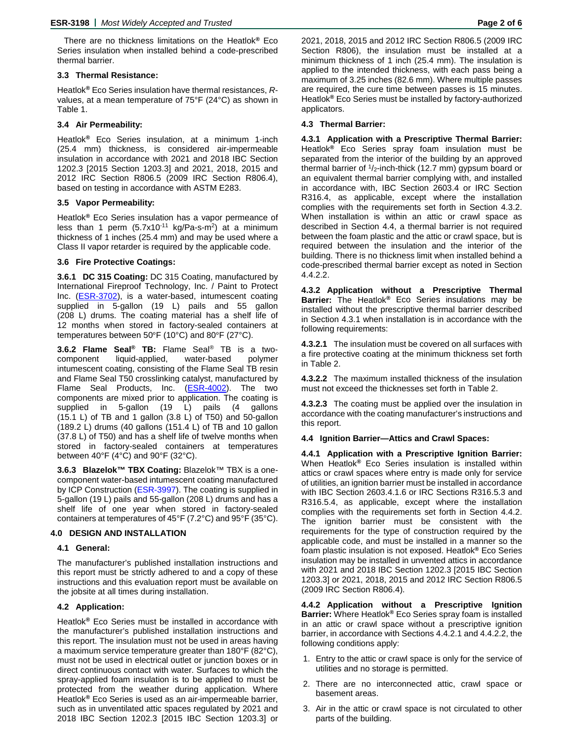There are no thickness limitations on the Heatlok® Eco Series insulation when installed behind a code-prescribed thermal barrier.

### 3.3 Thermal Resistance:

Heatlok® Eco Series insulation have thermal resistances, *R*-values, at a mean temperature of 75°F (24°C) as shown in Table 1.

### 3.4 Air Permeability:

Heatlok® Eco Series insulation, at a minimum 1-inch (25.4 mm) thickness, is considered air-impermeable insulation in accordance with 2021 and 2018 IBC Section 1202.3 [2015 Section 1203.3] and 2021, 2018, 2015 and 2012 IRC Section R806.5 (2009 IRC Section R806.4), based on testing in accordance with ASTM E283.

### 3.5 Vapor Permeability:

Heatlok® Eco Series insulation has a vapor permeance of less than 1 perm ($5.7\times10^{-11}$ kg/Pa-s-m$^2$) at a minimum thickness of 1 inches (25.4 mm) and may be used where a Class II vapor retarder is required by the applicable code.

### 3.6 Fire Protective Coatings:

**3.6.1 DC 315 Coating:** DC 315 Coating, manufactured by International Fireproof Technology, Inc. / Paint to Protect Inc. (ESR-3702), is a water-based, intumescent coating supplied in 5-gallon (19 L) pails and 55 gallon (208 L) drums. The coating material has a shelf life of 12 months when stored in factory-sealed containers at temperatures between 50°F (10°C) and 80°F (27°C).

**3.6.2 Flame Seal® TB:** Flame Seal® TB is a two-component liquid-applied, water-based polymer intumescent coating, consisting of the Flame Seal TB resin and Flame Seal T50 crosslinking catalyst, manufactured by Flame Seal Products, Inc. (ESR-4002). The two components are mixed prior to application. The coating is supplied in 5-gallon (19 L) pails (4 gallons (15.1 L) of TB and 1 gallon (3.8 L) of T50) and 50-gallon (189.2 L) drums (40 gallons (151.4 L) of TB and 10 gallon (37.8 L) of T50) and has a shelf life of twelve months when stored in factory-sealed containers at temperatures between 40°F (4°C) and 90°F (32°C).

**3.6.3 Blazelok™ TBX Coating:** Blazelok™ TBX is a one-component water-based intumescent coating manufactured by ICP Construction (ESR-3997). The coating is supplied in 5-gallon (19 L) pails and 55-gallon (208 L) drums and has a shelf life of one year when stored in factory-sealed containers at temperatures of 45°F (7.2°C) and 95°F (35°C).

## 4.0 DESIGN AND INSTALLATION

### 4.1 General:

The manufacturer's published installation instructions and this report must be strictly adhered to and a copy of these instructions and this evaluation report must be available on the jobsite at all times during installation.

### 4.2 Application:

Heatlok® Eco Series must be installed in accordance with the manufacturer's published installation instructions and this report. The insulation must not be used in areas having a maximum service temperature greater than 180°F (82°C), must not be used in electrical outlet or junction boxes or in direct continuous contact with water. Surfaces to which the spray-applied foam insulation is to be applied to must be protected from the weather during application. Where Heatlok® Eco Series is used as an air-impermeable barrier, such as in unventilated attic spaces regulated by 2021 and 2018 IBC Section 1202.3 [2015 IBC Section 1203.3] or 2021, 2018, 2015 and 2012 IRC Section R806.5 (2009 IRC Section R806), the insulation must be installed at a minimum thickness of 1 inch (25.4 mm). The insulation is applied to the intended thickness, with each pass being a maximum of 3.25 inches (82.6 mm). Where multiple passes are required, the cure time between passes is 15 minutes. Heatlok® Eco Series must be installed by factory-authorized applicators.

### 4.3 Thermal Barrier:

**4.3.1 Application with a Prescriptive Thermal Barrier:** Heatlok® Eco Series spray foam insulation must be separated from the interior of the building by an approved thermal barrier of 1/2-inch-thick (12.7 mm) gypsum board or an equivalent thermal barrier complying with, and installed in accordance with, IBC Section 2603.4 or IRC Section R316.4, as applicable, except where the installation complies with the requirements set forth in Section 4.3.2. When installation is within an attic or crawl space as described in Section 4.4, a thermal barrier is not required between the foam plastic and the attic or crawl space, but is required between the insulation and the interior of the building. There is no thickness limit when installed behind a code-prescribed thermal barrier except as noted in Section 4.4.2.2.

**4.3.2 Application without a Prescriptive Thermal Barrier:** The Heatlok® Eco Series insulations may be installed without the prescriptive thermal barrier described in Section 4.3.1 when installation is in accordance with the following requirements:

**4.3.2.1** The insulation must be covered on all surfaces with a fire protective coating at the minimum thickness set forth in Table 2.

**4.3.2.2** The maximum installed thickness of the insulation must not exceed the thicknesses set forth in Table 2.

**4.3.2.3** The coating must be applied over the insulation in accordance with the coating manufacturer's instructions and this report.

### 4.4 Ignition Barrier—Attics and Crawl Spaces:

**4.4.1 Application with a Prescriptive Ignition Barrier:** When Heatlok® Eco Series insulation is installed within attics or crawl spaces where entry is made only for service of utilities, an ignition barrier must be installed in accordance with IBC Section 2603.4.1.6 or IRC Sections R316.5.3 and R316.5.4, as applicable, except where the installation complies with the requirements set forth in Section 4.4.2. The ignition barrier must be consistent with the requirements for the type of construction required by the applicable code, and must be installed in a manner so the foam plastic insulation is not exposed. Heatlok® Eco Series insulation may be installed in unvented attics in accordance with 2021 and 2018 IBC Section 1202.3 [2015 IBC Section 1203.3] or 2021, 2018, 2015 and 2012 IRC Section R806.5 (2009 IRC Section R806.4).

**4.4.2 Application without a Prescriptive Ignition Barrier:** Where Heatlok® Eco Series spray foam is installed in an attic or crawl space without a prescriptive ignition barrier, in accordance with Sections 4.4.2.1 and 4.4.2.2, the following conditions apply:

1. Entry to the attic or crawl space is only for the service of utilities and no storage is permitted.
2. There are no interconnected attic, crawl space or basement areas.
3. Air in the attic or crawl space is not circulated to other parts of the building.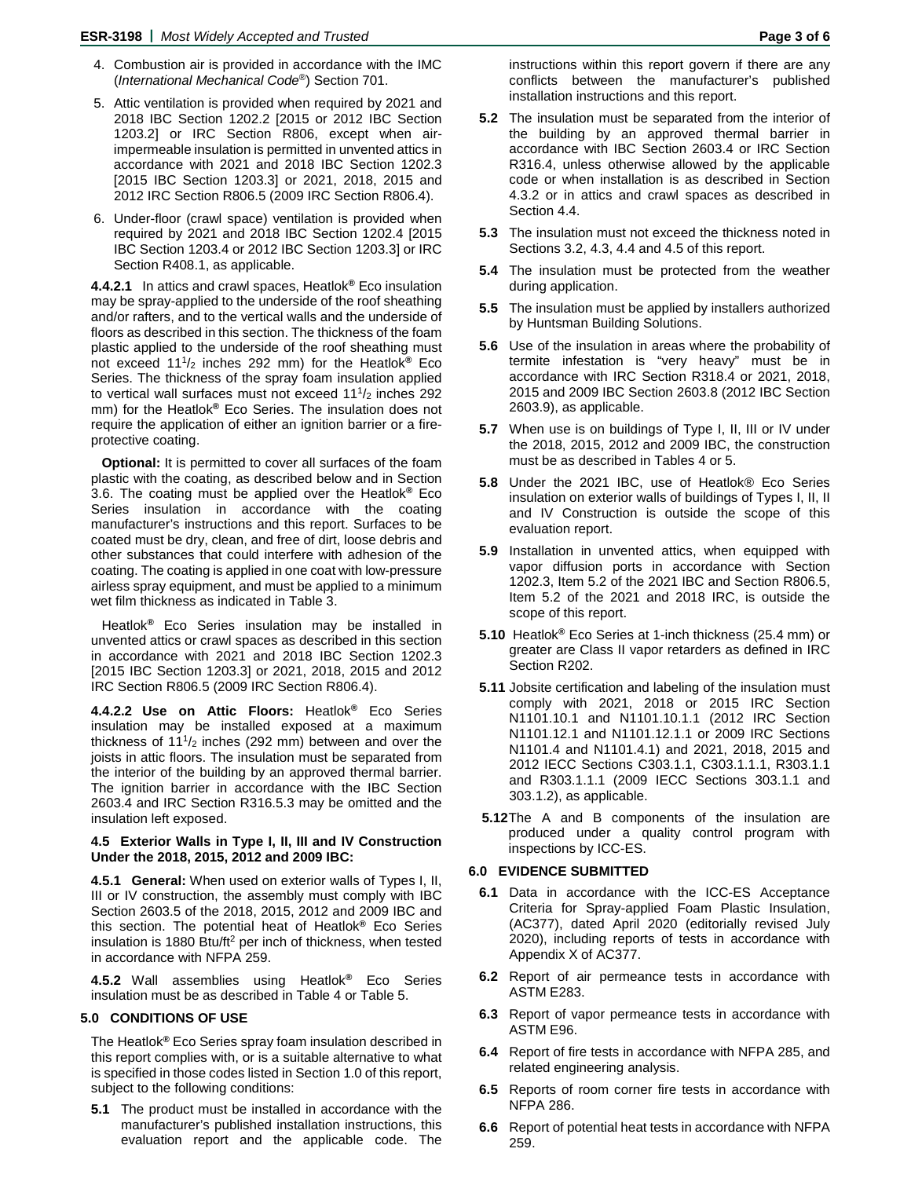4. Combustion air is provided in accordance with the IMC (*International Mechanical Code*®) Section 701.
5. Attic ventilation is provided when required by 2021 and 2018 IBC Section 1202.2 [2015 or 2012 IBC Section 1203.2] or IRC Section R806, except when air-impermeable insulation is permitted in unvented attics in accordance with 2021 and 2018 IBC Section 1202.3 [2015 IBC Section 1203.3] or 2021, 2018, 2015 and 2012 IRC Section R806.5 (2009 IRC Section R806.4).
6. Under-floor (crawl space) ventilation is provided when required by 2021 and 2018 IBC Section 1202.4 [2015 IBC Section 1203.4 or 2012 IBC Section 1203.3] or IRC Section R408.1, as applicable.

**4.4.2.1** In attics and crawl spaces, Heatlok**®** Eco insulation may be spray-applied to the underside of the roof sheathing and/or rafters, and to the vertical walls and the underside of floors as described in this section. The thickness of the foam plastic applied to the underside of the roof sheathing must not exceed 11$^1/_2$ inches 292 mm) for the Heatlok**®** Eco Series. The thickness of the spray foam insulation applied to vertical wall surfaces must not exceed 11$^1/_2$ inches 292 mm) for the Heatlok**®** Eco Series. The insulation does not require the application of either an ignition barrier or a fire-protective coating.

**Optional:** It is permitted to cover all surfaces of the foam plastic with the coating, as described below and in Section 3.6. The coating must be applied over the Heatlok**®** Eco Series insulation in accordance with the coating manufacturer's instructions and this report. Surfaces to be coated must be dry, clean, and free of dirt, loose debris and other substances that could interfere with adhesion of the coating. The coating is applied in one coat with low-pressure airless spray equipment, and must be applied to a minimum wet film thickness as indicated in Table 3.

Heatlok**®** Eco Series insulation may be installed in unvented attics or crawl spaces as described in this section in accordance with 2021 and 2018 IBC Section 1202.3 [2015 IBC Section 1203.3] or 2021, 2018, 2015 and 2012 IRC Section R806.5 (2009 IRC Section R806.4).

**4.4.2.2 Use on Attic Floors:** Heatlok**®** Eco Series insulation may be installed exposed at a maximum thickness of 11$^1/_2$ inches (292 mm) between and over the joists in attic floors. The insulation must be separated from the interior of the building by an approved thermal barrier. The ignition barrier in accordance with the IBC Section 2603.4 and IRC Section R316.5.3 may be omitted and the insulation left exposed.

**4.5 Exterior Walls in Type I, II, III and IV Construction Under the 2018, 2015, 2012 and 2009 IBC:**

**4.5.1 General:** When used on exterior walls of Types I, II, III or IV construction, the assembly must comply with IBC Section 2603.5 of the 2018, 2015, 2012 and 2009 IBC and this section. The potential heat of Heatlok**®** Eco Series insulation is 1880 Btu/ft$^2$ per inch of thickness, when tested in accordance with NFPA 259.

**4.5.2** Wall assemblies using Heatlok**®** Eco Series insulation must be as described in Table 4 or Table 5.

## 5.0 CONDITIONS OF USE

The Heatlok**®** Eco Series spray foam insulation described in this report complies with, or is a suitable alternative to what is specified in those codes listed in Section 1.0 of this report, subject to the following conditions:

**5.1** The product must be installed in accordance with the manufacturer's published installation instructions, this evaluation report and the applicable code. The instructions within this report govern if there are any conflicts between the manufacturer's published installation instructions and this report.

**5.2** The insulation must be separated from the interior of the building by an approved thermal barrier in accordance with IBC Section 2603.4 or IRC Section R316.4, unless otherwise allowed by the applicable code or when installation is as described in Section 4.3.2 or in attics and crawl spaces as described in Section 4.4.

**5.3** The insulation must not exceed the thickness noted in Sections 3.2, 4.3, 4.4 and 4.5 of this report.

**5.4** The insulation must be protected from the weather during application.

**5.5** The insulation must be applied by installers authorized by Huntsman Building Solutions.

**5.6** Use of the insulation in areas where the probability of termite infestation is "very heavy" must be in accordance with IRC Section R318.4 or 2021, 2018, 2015 and 2009 IBC Section 2603.8 (2012 IBC Section 2603.9), as applicable.

**5.7** When use is on buildings of Type I, II, III or IV under the 2018, 2015, 2012 and 2009 IBC, the construction must be as described in Tables 4 or 5.

**5.8** Under the 2021 IBC, use of Heatlok® Eco Series insulation on exterior walls of buildings of Types I, II, II and IV Construction is outside the scope of this evaluation report.

**5.9** Installation in unvented attics, when equipped with vapor diffusion ports in accordance with Section 1202.3, Item 5.2 of the 2021 IBC and Section R806.5, Item 5.2 of the 2021 and 2018 IRC, is outside the scope of this report.

**5.10** Heatlok**®** Eco Series at 1-inch thickness (25.4 mm) or greater are Class II vapor retarders as defined in IRC Section R202.

**5.11** Jobsite certification and labeling of the insulation must comply with 2021, 2018 or 2015 IRC Section N1101.10.1 and N1101.10.1.1 (2012 IRC Section N1101.12.1 and N1101.12.1.1 or 2009 IRC Sections N1101.4 and N1101.4.1) and 2021, 2018, 2015 and 2012 IECC Sections C303.1.1, C303.1.1.1, R303.1.1 and R303.1.1.1 (2009 IECC Sections 303.1.1 and 303.1.2), as applicable.

**5.12** The A and B components of the insulation are produced under a quality control program with inspections by ICC-ES.

## 6.0 EVIDENCE SUBMITTED

**6.1** Data in accordance with the ICC-ES Acceptance Criteria for Spray-applied Foam Plastic Insulation, (AC377), dated April 2020 (editorially revised July 2020), including reports of tests in accordance with Appendix X of AC377.

**6.2** Report of air permeance tests in accordance with ASTM E283.

**6.3** Report of vapor permeance tests in accordance with ASTM E96.

**6.4** Report of fire tests in accordance with NFPA 285, and related engineering analysis.

**6.5** Reports of room corner fire tests in accordance with NFPA 286.

**6.6** Report of potential heat tests in accordance with NFPA 259.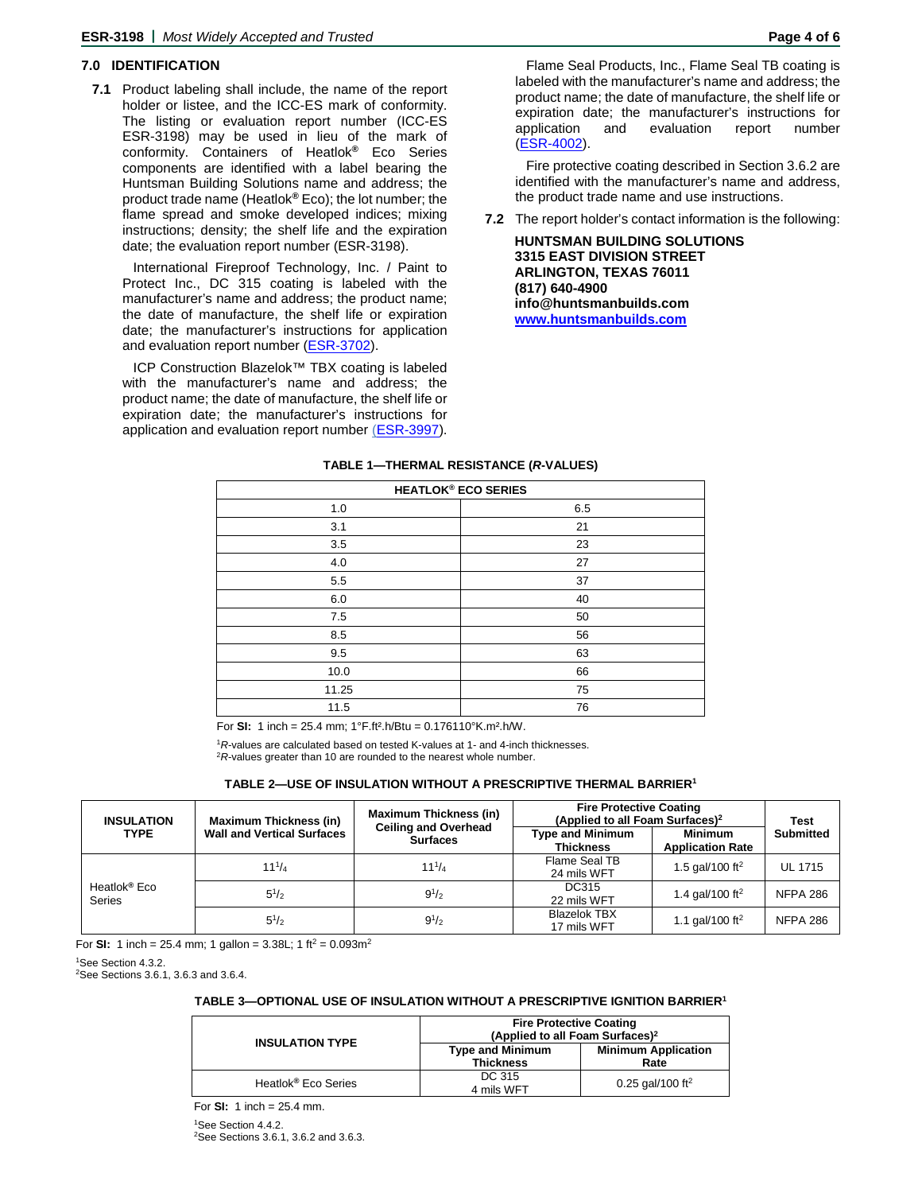## 7.0 IDENTIFICATION

**7.1** Product labeling shall include, the name of the report holder or listee, and the ICC-ES mark of conformity. The listing or evaluation report number (ICC-ES ESR-3198) may be used in lieu of the mark of conformity. Containers of Heatlok® Eco Series components are identified with a label bearing the Huntsman Building Solutions name and address; the product trade name (Heatlok® Eco); the lot number; the flame spread and smoke developed indices; mixing instructions; density; the shelf life and the expiration date; the evaluation report number (ESR-3198).

International Fireproof Technology, Inc. / Paint to Protect Inc., DC 315 coating is labeled with the manufacturer's name and address; the product name; the date of manufacture, the shelf life or expiration date; the manufacturer's instructions for application and evaluation report number (ESR-3702).

ICP Construction Blazelok™ TBX coating is labeled with the manufacturer's name and address; the product name; the date of manufacture, the shelf life or expiration date; the manufacturer's instructions for application and evaluation report number (ESR-3997).

Flame Seal Products, Inc., Flame Seal TB coating is labeled with the manufacturer's name and address; the product name; the date of manufacture, the shelf life or expiration date; the manufacturer's instructions for application and evaluation report number (ESR-4002).

Fire protective coating described in Section 3.6.2 are identified with the manufacturer's name and address, the product trade name and use instructions.

**7.2** The report holder's contact information is the following:

**HUNTSMAN BUILDING SOLUTIONS**
**3315 EAST DIVISION STREET**
**ARLINGTON, TEXAS 76011**
**(817) 640-4900**
**info@huntsmanbuilds.com**
**www.huntsmanbuilds.com**

**TABLE 1—THERMAL RESISTANCE (*R*-VALUES)**

| HEATLOK® ECO SERIES | |
|---|---|
| 1.0 | 6.5 |
| 3.1 | 21 |
| 3.5 | 23 |
| 4.0 | 27 |
| 5.5 | 37 |
| 6.0 | 40 |
| 7.5 | 50 |
| 8.5 | 56 |
| 9.5 | 63 |
| 10.0 | 66 |
| 11.25 | 75 |
| 11.5 | 76 |

For **SI:** 1 inch = 25.4 mm; 1°F.ft².h/Btu = 0.176110°K.m².h/W.

[1] *R*-values are calculated based on tested K-values at 1- and 4-inch thicknesses.
[2] *R*-values greater than 10 are rounded to the nearest whole number.

**TABLE 2—USE OF INSULATION WITHOUT A PRESCRIPTIVE THERMAL BARRIER[1]**

| INSULATION TYPE | Maximum Thickness (in) Wall and Vertical Surfaces | Maximum Thickness (in) Ceiling and Overhead Surfaces | Fire Protective Coating (Applied to all Foam Surfaces)[2] | | Test Submitted |
|---|---|---|---|---|---|
| | | | Type and Minimum Thickness | Minimum Application Rate | |
| Heatlok® Eco Series | $11^1/_4$ | $11^1/_4$ | Flame Seal TB 24 mils WFT | 1.5 gal/100 ft² | UL 1715 |
| | $5^1/_2$ | $9^1/_2$ | DC315 22 mils WFT | 1.4 gal/100 ft² | NFPA 286 |
| | $5^1/_2$ | $9^1/_2$ | Blazelok TBX 17 mils WFT | 1.1 gal/100 ft² | NFPA 286 |

For **SI:** 1 inch = 25.4 mm; 1 gallon = 3.38L; 1 ft² = 0.093m²

[1] See Section 4.3.2.
[2] See Sections 3.6.1, 3.6.3 and 3.6.4.

**TABLE 3—OPTIONAL USE OF INSULATION WITHOUT A PRESCRIPTIVE IGNITION BARRIER[1]**

| INSULATION TYPE | Fire Protective Coating (Applied to all Foam Surfaces)[2] | |
|---|---|---|
| | Type and Minimum Thickness | Minimum Application Rate |
| Heatlok® Eco Series | DC 315 4 mils WFT | 0.25 gal/100 ft² |

For **SI:** 1 inch = 25.4 mm.

[1] See Section 4.4.2.
[2] See Sections 3.6.1, 3.6.2 and 3.6.3.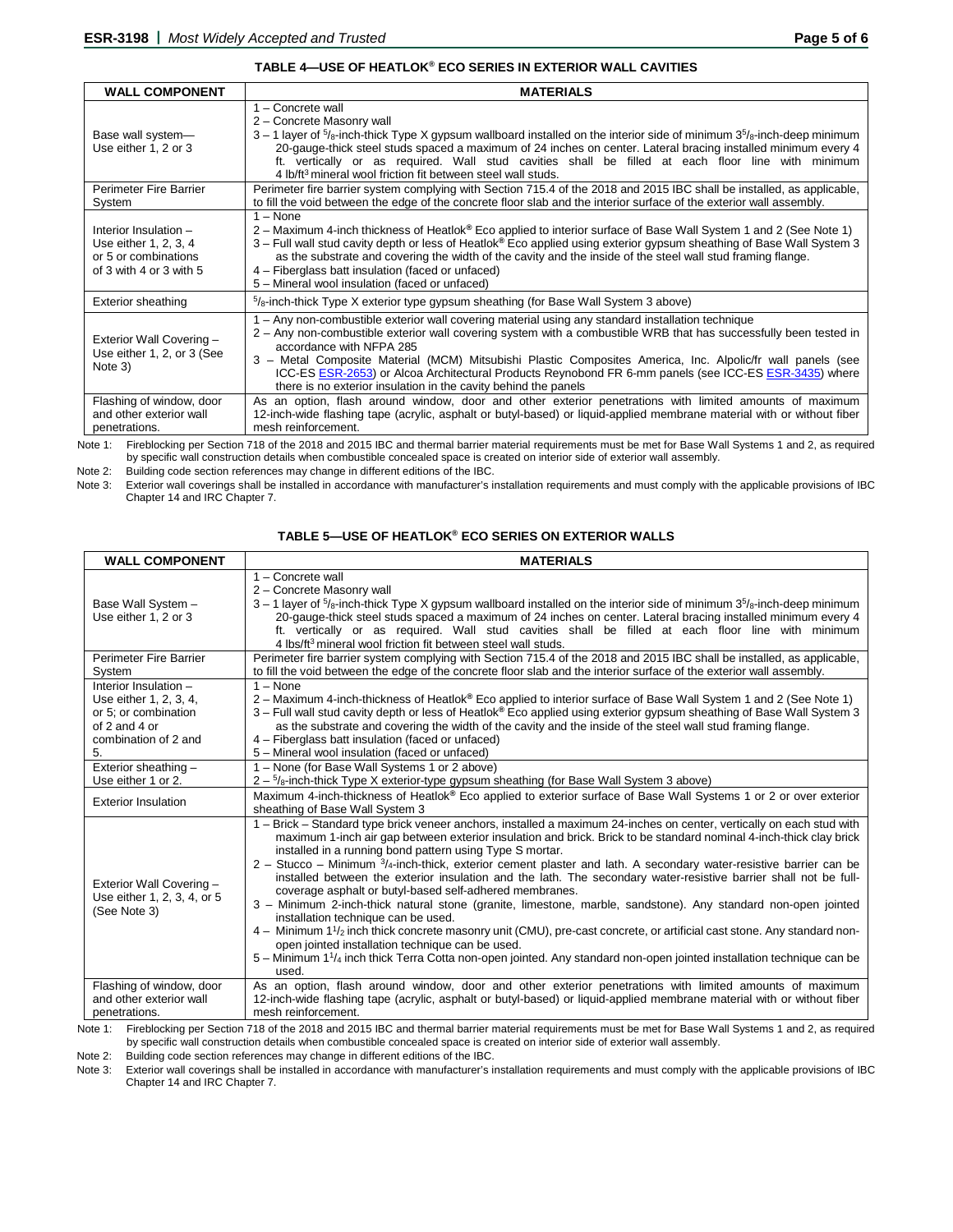**TABLE 4—USE OF HEATLOK® ECO SERIES IN EXTERIOR WALL CAVITIES**

| WALL COMPONENT | MATERIALS |
|---|---|
| Base wall system— Use either 1, 2 or 3 | 1 – Concrete wall<br>2 – Concrete Masonry wall<br>3 – 1 layer of $^5/_8$-inch-thick Type X gypsum wallboard installed on the interior side of minimum $3^5/_8$-inch-deep minimum 20-gauge-thick steel studs spaced a maximum of 24 inches on center. Lateral bracing installed minimum every 4 ft. vertically or as required. Wall stud cavities shall be filled at each floor line with minimum 4 lb/ft$^3$ mineral wool friction fit between steel wall studs. |
| Perimeter Fire Barrier System | Perimeter fire barrier system complying with Section 715.4 of the 2018 and 2015 IBC shall be installed, as applicable, to fill the void between the edge of the concrete floor slab and the interior surface of the exterior wall assembly. |
| Interior Insulation – Use either 1, 2, 3, 4 or 5 or combinations of 3 with 4 or 3 with 5 | 1 – None<br>2 – Maximum 4-inch thickness of Heatlok® Eco applied to interior surface of Base Wall System 1 and 2 (See Note 1)<br>3 – Full wall stud cavity depth or less of Heatlok® Eco applied using exterior gypsum sheathing of Base Wall System 3 as the substrate and covering the width of the cavity and the inside of the steel wall stud framing flange.<br>4 – Fiberglass batt insulation (faced or unfaced)<br>5 – Mineral wool insulation (faced or unfaced) |
| Exterior sheathing | $^5/_8$-inch-thick Type X exterior type gypsum sheathing (for Base Wall System 3 above) |
| Exterior Wall Covering – Use either 1, 2, or 3 (See Note 3) | 1 – Any non-combustible exterior wall covering material using any standard installation technique<br>2 – Any non-combustible exterior wall covering system with a combustible WRB that has successfully been tested in accordance with NFPA 285<br>3 – Metal Composite Material (MCM) Mitsubishi Plastic Composites America, Inc. Alpolic/fr wall panels (see ICC-ES ESR-2653) or Alcoa Architectural Products Reynobond FR 6-mm panels (see ICC-ES ESR-3435) where there is no exterior insulation in the cavity behind the panels |
| Flashing of window, door and other exterior wall penetrations. | As an option, flash around window, door and other exterior penetrations with limited amounts of maximum 12-inch-wide flashing tape (acrylic, asphalt or butyl-based) or liquid-applied membrane material with or without fiber mesh reinforcement. |

Note 1: Fireblocking per Section 718 of the 2018 and 2015 IBC and thermal barrier material requirements must be met for Base Wall Systems 1 and 2, as required by specific wall construction details when combustible concealed space is created on interior side of exterior wall assembly.

Note 2: Building code section references may change in different editions of the IBC.

Note 3: Exterior wall coverings shall be installed in accordance with manufacturer's installation requirements and must comply with the applicable provisions of IBC Chapter 14 and IRC Chapter 7.

**TABLE 5—USE OF HEATLOK® ECO SERIES ON EXTERIOR WALLS**

| WALL COMPONENT | MATERIALS |
|---|---|
| Base Wall System – Use either 1, 2 or 3 | 1 – Concrete wall<br>2 – Concrete Masonry wall<br>3 – 1 layer of $^5/_8$-inch-thick Type X gypsum wallboard installed on the interior side of minimum $3^5/_8$-inch-deep minimum 20-gauge-thick steel studs spaced a maximum of 24 inches on center. Lateral bracing installed minimum every 4 ft. vertically or as required. Wall stud cavities shall be filled at each floor line with minimum 4 lbs/ft$^3$ mineral wool friction fit between steel wall studs. |
| Perimeter Fire Barrier System | Perimeter fire barrier system complying with Section 715.4 of the 2018 and 2015 IBC shall be installed, as applicable, to fill the void between the edge of the concrete floor slab and the interior surface of the exterior wall assembly. |
| Interior Insulation – Use either 1, 2, 3, 4, or 5; or combination of 2 and 4 or combination of 2 and 5. | 1 – None<br>2 – Maximum 4-inch-thickness of Heatlok® Eco applied to interior surface of Base Wall System 1 and 2 (See Note 1)<br>3 – Full wall stud cavity depth or less of Heatlok® Eco applied using exterior gypsum sheathing of Base Wall System 3 as the substrate and covering the width of the cavity and the inside of the steel wall stud framing flange.<br>4 – Fiberglass batt insulation (faced or unfaced)<br>5 – Mineral wool insulation (faced or unfaced) |
| Exterior sheathing – Use either 1 or 2. | 1 – None (for Base Wall Systems 1 or 2 above)<br>2 – $^5/_8$-inch-thick Type X exterior-type gypsum sheathing (for Base Wall System 3 above) |
| Exterior Insulation | Maximum 4-inch-thickness of Heatlok® Eco applied to exterior surface of Base Wall Systems 1 or 2 or over exterior sheathing of Base Wall System 3 |
| Exterior Wall Covering – Use either 1, 2, 3, 4, or 5 (See Note 3) | 1 – Brick – Standard type brick veneer anchors, installed a maximum 24-inches on center, vertically on each stud with maximum 1-inch air gap between exterior insulation and brick. Brick to be standard nominal 4-inch-thick clay brick installed in a running bond pattern using Type S mortar.<br>2 – Stucco – Minimum $^3/_4$-inch-thick, exterior cement plaster and lath. A secondary water-resistive barrier can be installed between the exterior insulation and the lath. The secondary water-resistive barrier shall not be full-coverage asphalt or butyl-based self-adhered membranes.<br>3 – Minimum 2-inch-thick natural stone (granite, limestone, marble, sandstone). Any standard non-open jointed installation technique can be used.<br>4 – Minimum $1^1/_2$ inch thick concrete masonry unit (CMU), pre-cast concrete, or artificial cast stone. Any standard non-open jointed installation technique can be used.<br>5 – Minimum $1^1/_4$ inch thick Terra Cotta non-open jointed. Any standard non-open jointed installation technique can be used. |
| Flashing of window, door and other exterior wall penetrations. | As an option, flash around window, door and other exterior penetrations with limited amounts of maximum 12-inch-wide flashing tape (acrylic, asphalt or butyl-based) or liquid-applied membrane material with or without fiber mesh reinforcement. |

Note 1: Fireblocking per Section 718 of the 2018 and 2015 IBC and thermal barrier material requirements must be met for Base Wall Systems 1 and 2, as required by specific wall construction details when combustible concealed space is created on interior side of exterior wall assembly.

Note 2: Building code section references may change in different editions of the IBC.

Note 3: Exterior wall coverings shall be installed in accordance with manufacturer's installation requirements and must comply with the applicable provisions of IBC Chapter 14 and IRC Chapter 7.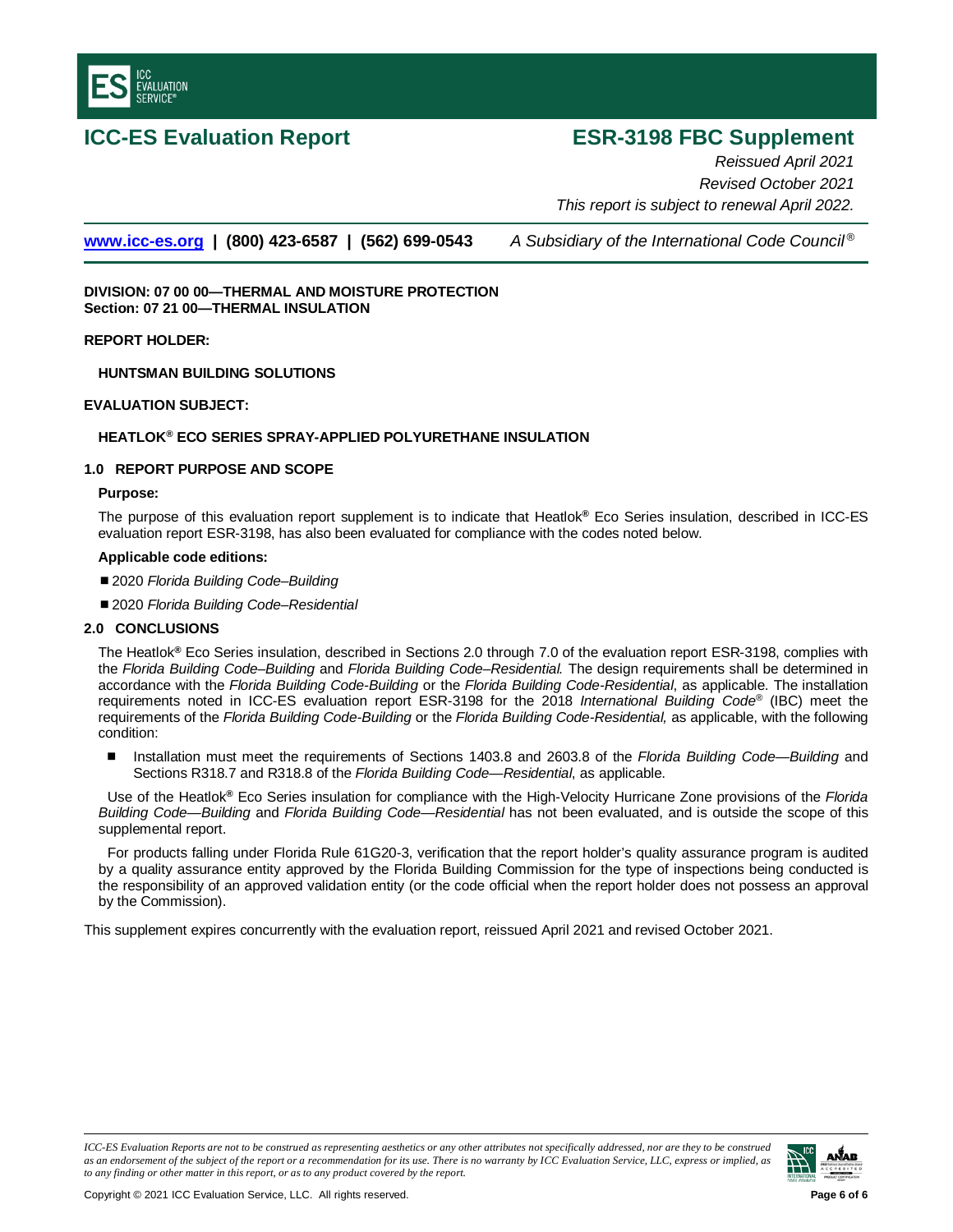# ICC-ES Evaluation Report

# ESR-3198 FBC Supplement

*Reissued April 2021*
*Revised October 2021*
*This report is subject to renewal April 2022.*

www.icc-es.org | (800) 423-6587 | (562) 699-0543 *A Subsidiary of the International Code Council®*

**DIVISION: 07 00 00—THERMAL AND MOISTURE PROTECTION**
**Section: 07 21 00—THERMAL INSULATION**

**REPORT HOLDER:**

**HUNTSMAN BUILDING SOLUTIONS**

**EVALUATION SUBJECT:**

**HEATLOK® ECO SERIES SPRAY-APPLIED POLYURETHANE INSULATION**

## 1.0 REPORT PURPOSE AND SCOPE

**Purpose:**

The purpose of this evaluation report supplement is to indicate that Heatlok® Eco Series insulation, described in ICC-ES evaluation report ESR-3198, has also been evaluated for compliance with the codes noted below.

**Applicable code editions:**

- 2020 *Florida Building Code–Building*
- 2020 *Florida Building Code–Residential*

## 2.0 CONCLUSIONS

The Heatlok® Eco Series insulation, described in Sections 2.0 through 7.0 of the evaluation report ESR-3198, complies with the *Florida Building Code–Building* and *Florida Building Code–Residential.* The design requirements shall be determined in accordance with the *Florida Building Code-Building* or the *Florida Building Code-Residential*, as applicable. The installation requirements noted in ICC-ES evaluation report ESR-3198 for the 2018 *International Building Code®* (IBC) meet the requirements of the *Florida Building Code-Building* or the *Florida Building Code-Residential,* as applicable, with the following condition:

- Installation must meet the requirements of Sections 1403.8 and 2603.8 of the *Florida Building Code—Building* and Sections R318.7 and R318.8 of the *Florida Building Code—Residential*, as applicable.

Use of the Heatlok® Eco Series insulation for compliance with the High-Velocity Hurricane Zone provisions of the *Florida Building Code—Building* and *Florida Building Code—Residential* has not been evaluated, and is outside the scope of this supplemental report.

For products falling under Florida Rule 61G20-3, verification that the report holder's quality assurance program is audited by a quality assurance entity approved by the Florida Building Commission for the type of inspections being conducted is the responsibility of an approved validation entity (or the code official when the report holder does not possess an approval by the Commission).

This supplement expires concurrently with the evaluation report, reissued April 2021 and revised October 2021.

*ICC-ES Evaluation Reports are not to be construed as representing aesthetics or any other attributes not specifically addressed, nor are they to be construed as an endorsement of the subject of the report or a recommendation for its use. There is no warranty by ICC Evaluation Service, LLC, express or implied, as to any finding or other matter in this report, or as to any product covered by the report.*

Copyright © 2021 ICC Evaluation Service, LLC. All rights reserved.